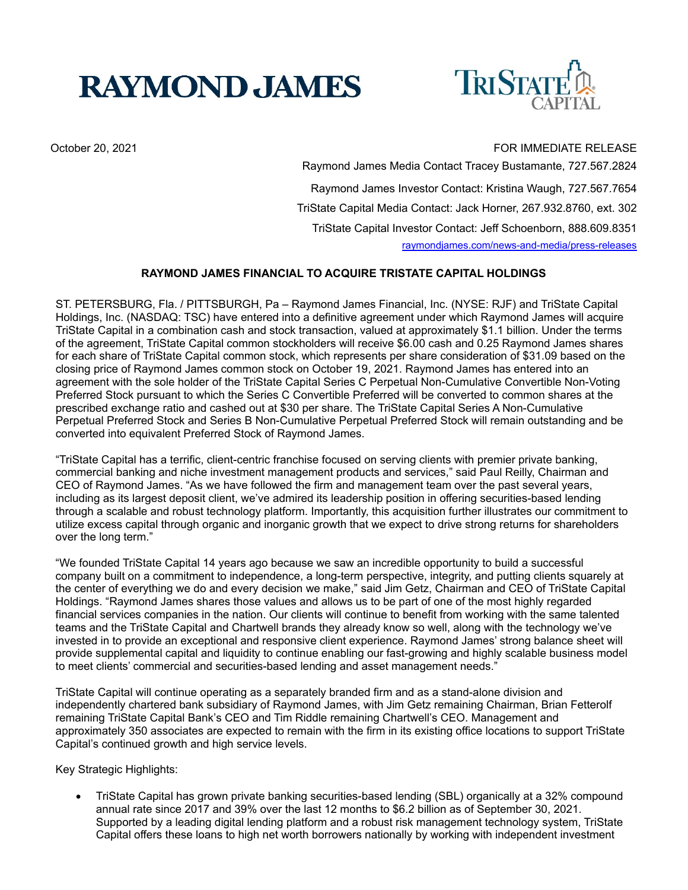**RAYMOND JAMES** | **TRISTATE CAPITAL**

October 20, 2021

FOR IMMEDIATE RELEASE

Raymond James Media Contact Tracey Bustamante, 727.567.2824

Raymond James Investor Contact: Kristina Waugh, 727.567.7654

TriState Capital Media Contact: Jack Horner, 267.932.8760, ext. 302

TriState Capital Investor Contact: Jeff Schoenborn, 888.609.8351

raymondjames.com/news-and-media/press-releases

**RAYMOND JAMES FINANCIAL TO ACQUIRE TRISTATE CAPITAL HOLDINGS**

ST. PETERSBURG, Fla. / PITTSBURGH, Pa – Raymond James Financial, Inc. (NYSE: RJF) and TriState Capital Holdings, Inc. (NASDAQ: TSC) have entered into a definitive agreement under which Raymond James will acquire TriState Capital in a combination cash and stock transaction, valued at approximately $1.1 billion. Under the terms of the agreement, TriState Capital common stockholders will receive $6.00 cash and 0.25 Raymond James shares for each share of TriState Capital common stock, which represents per share consideration of $31.09 based on the closing price of Raymond James common stock on October 19, 2021. Raymond James has entered into an agreement with the sole holder of the TriState Capital Series C Perpetual Non-Cumulative Convertible Non-Voting Preferred Stock pursuant to which the Series C Convertible Preferred will be converted to common shares at the prescribed exchange ratio and cashed out at $30 per share. The TriState Capital Series A Non-Cumulative Perpetual Preferred Stock and Series B Non-Cumulative Perpetual Preferred Stock will remain outstanding and be converted into equivalent Preferred Stock of Raymond James.

"TriState Capital has a terrific, client-centric franchise focused on serving clients with premier private banking, commercial banking and niche investment management products and services," said Paul Reilly, Chairman and CEO of Raymond James. "As we have followed the firm and management team over the past several years, including as its largest deposit client, we've admired its leadership position in offering securities-based lending through a scalable and robust technology platform. Importantly, this acquisition further illustrates our commitment to utilize excess capital through organic and inorganic growth that we expect to drive strong returns for shareholders over the long term."

"We founded TriState Capital 14 years ago because we saw an incredible opportunity to build a successful company built on a commitment to independence, a long-term perspective, integrity, and putting clients squarely at the center of everything we do and every decision we make," said Jim Getz, Chairman and CEO of TriState Capital Holdings. "Raymond James shares those values and allows us to be part of one of the most highly regarded financial services companies in the nation. Our clients will continue to benefit from working with the same talented teams and the TriState Capital and Chartwell brands they already know so well, along with the technology we've invested in to provide an exceptional and responsive client experience. Raymond James' strong balance sheet will provide supplemental capital and liquidity to continue enabling our fast-growing and highly scalable business model to meet clients' commercial and securities-based lending and asset management needs."

TriState Capital will continue operating as a separately branded firm and as a stand-alone division and independently chartered bank subsidiary of Raymond James, with Jim Getz remaining Chairman, Brian Fetterolf remaining TriState Capital Bank's CEO and Tim Riddle remaining Chartwell's CEO. Management and approximately 350 associates are expected to remain with the firm in its existing office locations to support TriState Capital's continued growth and high service levels.

Key Strategic Highlights:

- TriState Capital has grown private banking securities-based lending (SBL) organically at a 32% compound annual rate since 2017 and 39% over the last 12 months to $6.2 billion as of September 30, 2021. Supported by a leading digital lending platform and a robust risk management technology system, TriState Capital offers these loans to high net worth borrowers nationally by working with independent investment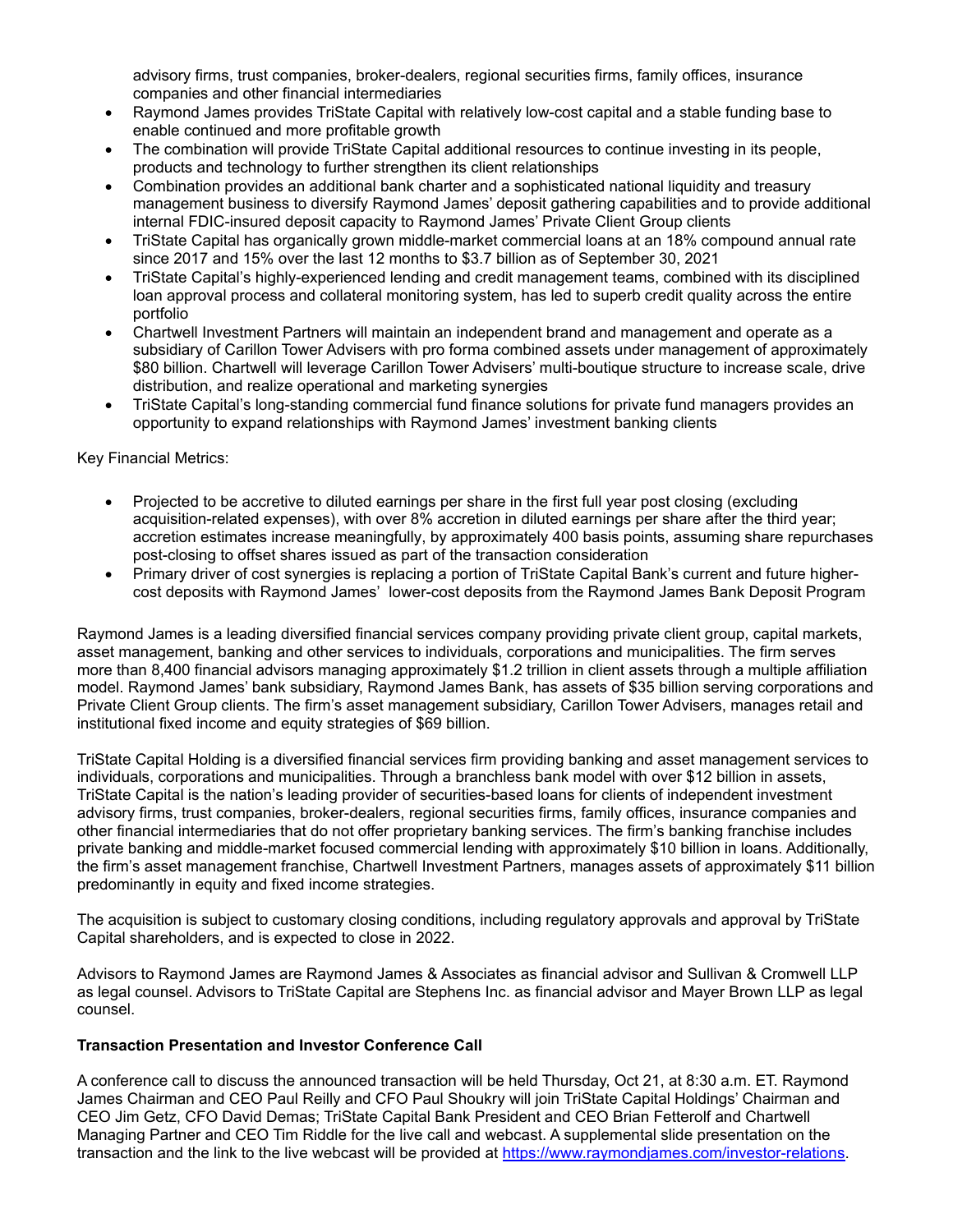advisory firms, trust companies, broker-dealers, regional securities firms, family offices, insurance companies and other financial intermediaries

- Raymond James provides TriState Capital with relatively low-cost capital and a stable funding base to enable continued and more profitable growth
- The combination will provide TriState Capital additional resources to continue investing in its people, products and technology to further strengthen its client relationships
- Combination provides an additional bank charter and a sophisticated national liquidity and treasury management business to diversify Raymond James' deposit gathering capabilities and to provide additional internal FDIC-insured deposit capacity to Raymond James' Private Client Group clients
- TriState Capital has organically grown middle-market commercial loans at an 18% compound annual rate since 2017 and 15% over the last 12 months to $3.7 billion as of September 30, 2021
- TriState Capital's highly-experienced lending and credit management teams, combined with its disciplined loan approval process and collateral monitoring system, has led to superb credit quality across the entire portfolio
- Chartwell Investment Partners will maintain an independent brand and management and operate as a subsidiary of Carillon Tower Advisers with pro forma combined assets under management of approximately $80 billion. Chartwell will leverage Carillon Tower Advisers' multi-boutique structure to increase scale, drive distribution, and realize operational and marketing synergies
- TriState Capital's long-standing commercial fund finance solutions for private fund managers provides an opportunity to expand relationships with Raymond James' investment banking clients

Key Financial Metrics:

- Projected to be accretive to diluted earnings per share in the first full year post closing (excluding acquisition-related expenses), with over 8% accretion in diluted earnings per share after the third year; accretion estimates increase meaningfully, by approximately 400 basis points, assuming share repurchases post-closing to offset shares issued as part of the transaction consideration
- Primary driver of cost synergies is replacing a portion of TriState Capital Bank's current and future higher-cost deposits with Raymond James' lower-cost deposits from the Raymond James Bank Deposit Program

Raymond James is a leading diversified financial services company providing private client group, capital markets, asset management, banking and other services to individuals, corporations and municipalities. The firm serves more than 8,400 financial advisors managing approximately $1.2 trillion in client assets through a multiple affiliation model. Raymond James' bank subsidiary, Raymond James Bank, has assets of $35 billion serving corporations and Private Client Group clients. The firm's asset management subsidiary, Carillon Tower Advisers, manages retail and institutional fixed income and equity strategies of $69 billion.

TriState Capital Holding is a diversified financial services firm providing banking and asset management services to individuals, corporations and municipalities. Through a branchless bank model with over $12 billion in assets, TriState Capital is the nation's leading provider of securities-based loans for clients of independent investment advisory firms, trust companies, broker-dealers, regional securities firms, family offices, insurance companies and other financial intermediaries that do not offer proprietary banking services. The firm's banking franchise includes private banking and middle-market focused commercial lending with approximately $10 billion in loans. Additionally, the firm's asset management franchise, Chartwell Investment Partners, manages assets of approximately $11 billion predominantly in equity and fixed income strategies.

The acquisition is subject to customary closing conditions, including regulatory approvals and approval by TriState Capital shareholders, and is expected to close in 2022.

Advisors to Raymond James are Raymond James & Associates as financial advisor and Sullivan & Cromwell LLP as legal counsel. Advisors to TriState Capital are Stephens Inc. as financial advisor and Mayer Brown LLP as legal counsel.

**Transaction Presentation and Investor Conference Call**

A conference call to discuss the announced transaction will be held Thursday, Oct 21, at 8:30 a.m. ET. Raymond James Chairman and CEO Paul Reilly and CFO Paul Shoukry will join TriState Capital Holdings' Chairman and CEO Jim Getz, CFO David Demas; TriState Capital Bank President and CEO Brian Fetterolf and Chartwell Managing Partner and CEO Tim Riddle for the live call and webcast. A supplemental slide presentation on the transaction and the link to the live webcast will be provided at https://www.raymondjames.com/investor-relations.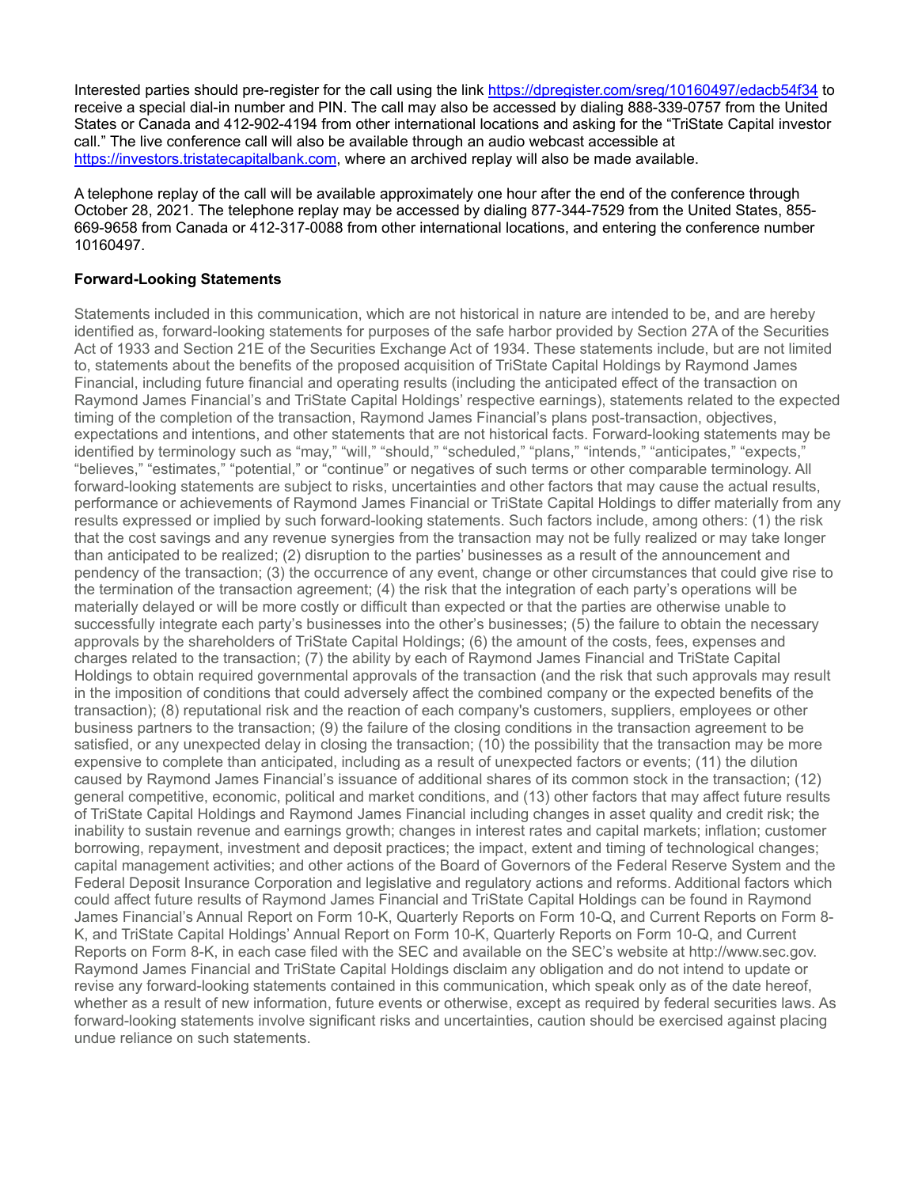Interested parties should pre-register for the call using the link https://dpregister.com/sreg/10160497/edacb54f34 to receive a special dial-in number and PIN. The call may also be accessed by dialing 888-339-0757 from the United States or Canada and 412-902-4194 from other international locations and asking for the "TriState Capital investor call." The live conference call will also be available through an audio webcast accessible at https://investors.tristatecapitalbank.com, where an archived replay will also be made available.

A telephone replay of the call will be available approximately one hour after the end of the conference through October 28, 2021. The telephone replay may be accessed by dialing 877-344-7529 from the United States, 855-669-9658 from Canada or 412-317-0088 from other international locations, and entering the conference number 10160497.

**Forward-Looking Statements**

Statements included in this communication, which are not historical in nature are intended to be, and are hereby identified as, forward-looking statements for purposes of the safe harbor provided by Section 27A of the Securities Act of 1933 and Section 21E of the Securities Exchange Act of 1934. These statements include, but are not limited to, statements about the benefits of the proposed acquisition of TriState Capital Holdings by Raymond James Financial, including future financial and operating results (including the anticipated effect of the transaction on Raymond James Financial's and TriState Capital Holdings' respective earnings), statements related to the expected timing of the completion of the transaction, Raymond James Financial's plans post-transaction, objectives, expectations and intentions, and other statements that are not historical facts. Forward-looking statements may be identified by terminology such as "may," "will," "should," "scheduled," "plans," "intends," "anticipates," "expects," "believes," "estimates," "potential," or "continue" or negatives of such terms or other comparable terminology. All forward-looking statements are subject to risks, uncertainties and other factors that may cause the actual results, performance or achievements of Raymond James Financial or TriState Capital Holdings to differ materially from any results expressed or implied by such forward-looking statements. Such factors include, among others: (1) the risk that the cost savings and any revenue synergies from the transaction may not be fully realized or may take longer than anticipated to be realized; (2) disruption to the parties' businesses as a result of the announcement and pendency of the transaction; (3) the occurrence of any event, change or other circumstances that could give rise to the termination of the transaction agreement; (4) the risk that the integration of each party's operations will be materially delayed or will be more costly or difficult than expected or that the parties are otherwise unable to successfully integrate each party's businesses into the other's businesses; (5) the failure to obtain the necessary approvals by the shareholders of TriState Capital Holdings; (6) the amount of the costs, fees, expenses and charges related to the transaction; (7) the ability by each of Raymond James Financial and TriState Capital Holdings to obtain required governmental approvals of the transaction (and the risk that such approvals may result in the imposition of conditions that could adversely affect the combined company or the expected benefits of the transaction); (8) reputational risk and the reaction of each company's customers, suppliers, employees or other business partners to the transaction; (9) the failure of the closing conditions in the transaction agreement to be satisfied, or any unexpected delay in closing the transaction; (10) the possibility that the transaction may be more expensive to complete than anticipated, including as a result of unexpected factors or events; (11) the dilution caused by Raymond James Financial's issuance of additional shares of its common stock in the transaction; (12) general competitive, economic, political and market conditions, and (13) other factors that may affect future results of TriState Capital Holdings and Raymond James Financial including changes in asset quality and credit risk; the inability to sustain revenue and earnings growth; changes in interest rates and capital markets; inflation; customer borrowing, repayment, investment and deposit practices; the impact, extent and timing of technological changes; capital management activities; and other actions of the Board of Governors of the Federal Reserve System and the Federal Deposit Insurance Corporation and legislative and regulatory actions and reforms. Additional factors which could affect future results of Raymond James Financial and TriState Capital Holdings can be found in Raymond James Financial's Annual Report on Form 10-K, Quarterly Reports on Form 10-Q, and Current Reports on Form 8-K, and TriState Capital Holdings' Annual Report on Form 10-K, Quarterly Reports on Form 10-Q, and Current Reports on Form 8-K, in each case filed with the SEC and available on the SEC's website at http://www.sec.gov. Raymond James Financial and TriState Capital Holdings disclaim any obligation and do not intend to update or revise any forward-looking statements contained in this communication, which speak only as of the date hereof, whether as a result of new information, future events or otherwise, except as required by federal securities laws. As forward-looking statements involve significant risks and uncertainties, caution should be exercised against placing undue reliance on such statements.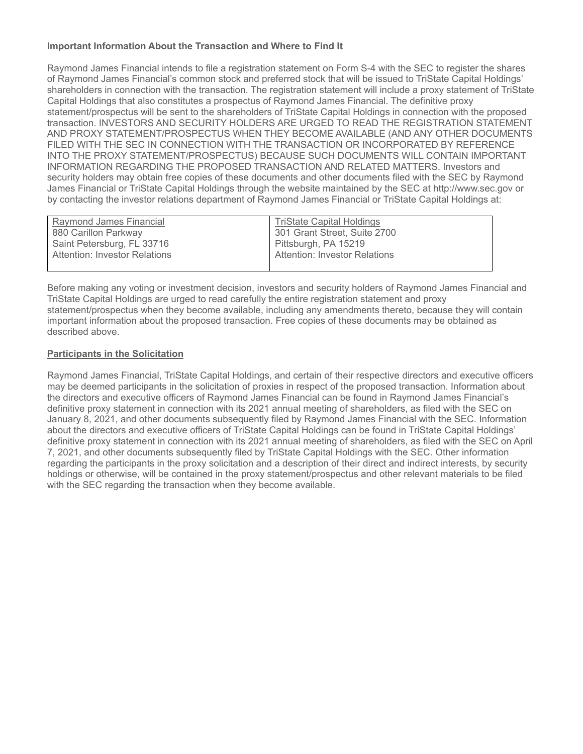**Important Information About the Transaction and Where to Find It**

Raymond James Financial intends to file a registration statement on Form S-4 with the SEC to register the shares of Raymond James Financial's common stock and preferred stock that will be issued to TriState Capital Holdings' shareholders in connection with the transaction. The registration statement will include a proxy statement of TriState Capital Holdings that also constitutes a prospectus of Raymond James Financial. The definitive proxy statement/prospectus will be sent to the shareholders of TriState Capital Holdings in connection with the proposed transaction. INVESTORS AND SECURITY HOLDERS ARE URGED TO READ THE REGISTRATION STATEMENT AND PROXY STATEMENT/PROSPECTUS WHEN THEY BECOME AVAILABLE (AND ANY OTHER DOCUMENTS FILED WITH THE SEC IN CONNECTION WITH THE TRANSACTION OR INCORPORATED BY REFERENCE INTO THE PROXY STATEMENT/PROSPECTUS) BECAUSE SUCH DOCUMENTS WILL CONTAIN IMPORTANT INFORMATION REGARDING THE PROPOSED TRANSACTION AND RELATED MATTERS. Investors and security holders may obtain free copies of these documents and other documents filed with the SEC by Raymond James Financial or TriState Capital Holdings through the website maintained by the SEC at http://www.sec.gov or by contacting the investor relations department of Raymond James Financial or TriState Capital Holdings at:

| | |
|---|---|
| Raymond James Financial<br>880 Carillon Parkway<br>Saint Petersburg, FL 33716<br>Attention: Investor Relations | TriState Capital Holdings<br>301 Grant Street, Suite 2700<br>Pittsburgh, PA 15219<br>Attention: Investor Relations |

Before making any voting or investment decision, investors and security holders of Raymond James Financial and TriState Capital Holdings are urged to read carefully the entire registration statement and proxy statement/prospectus when they become available, including any amendments thereto, because they will contain important information about the proposed transaction. Free copies of these documents may be obtained as described above.

**Participants in the Solicitation**

Raymond James Financial, TriState Capital Holdings, and certain of their respective directors and executive officers may be deemed participants in the solicitation of proxies in respect of the proposed transaction. Information about the directors and executive officers of Raymond James Financial can be found in Raymond James Financial's definitive proxy statement in connection with its 2021 annual meeting of shareholders, as filed with the SEC on January 8, 2021, and other documents subsequently filed by Raymond James Financial with the SEC. Information about the directors and executive officers of TriState Capital Holdings can be found in TriState Capital Holdings' definitive proxy statement in connection with its 2021 annual meeting of shareholders, as filed with the SEC on April 7, 2021, and other documents subsequently filed by TriState Capital Holdings with the SEC. Other information regarding the participants in the proxy solicitation and a description of their direct and indirect interests, by security holdings or otherwise, will be contained in the proxy statement/prospectus and other relevant materials to be filed with the SEC regarding the transaction when they become available.